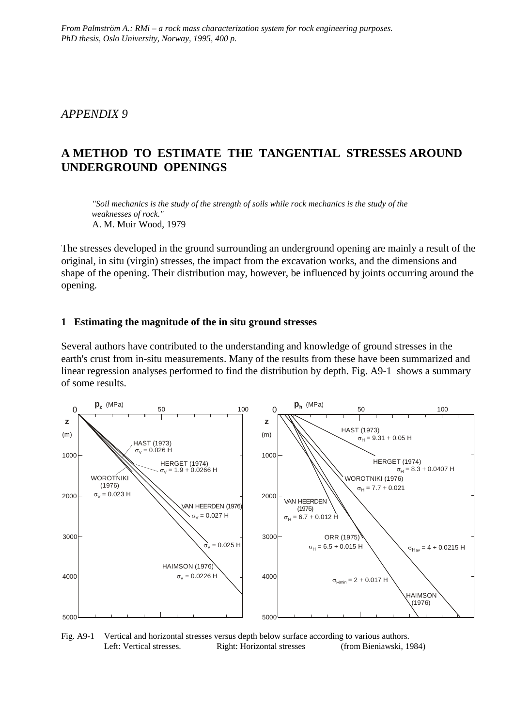*From Palmström A.: RMi – a rock mass characterization system for rock engineering purposes. PhD thesis, Oslo University, Norway, 1995, 400 p.*

*APPENDIX 9*

# A METHOD TO ESTIMATE THE TANGENTIAL STRESSES AROUND UNDERGROUND OPENINGS

> *"Soil mechanics is the study of the strength of soils while rock mechanics is the study of the weaknesses of rock."*
> A. M. Muir Wood, 1979

The stresses developed in the ground surrounding an underground opening are mainly a result of the original, in situ (virgin) stresses, the impact from the excavation works, and the dimensions and shape of the opening. Their distribution may, however, be influenced by joints occurring around the opening.

## 1 Estimating the magnitude of the in situ ground stresses

Several authors have contributed to the understanding and knowledge of ground stresses in the earth's crust from in-situ measurements. Many of the results from these have been summarized and linear regression analyses performed to find the distribution by depth. Fig. A9-1 shows a summary of some results.

Fig. A9-1 Vertical and horizontal stresses versus depth below surface according to various authors.
Left: Vertical stresses. Right: Horizontal stresses (from Bieniawski, 1984)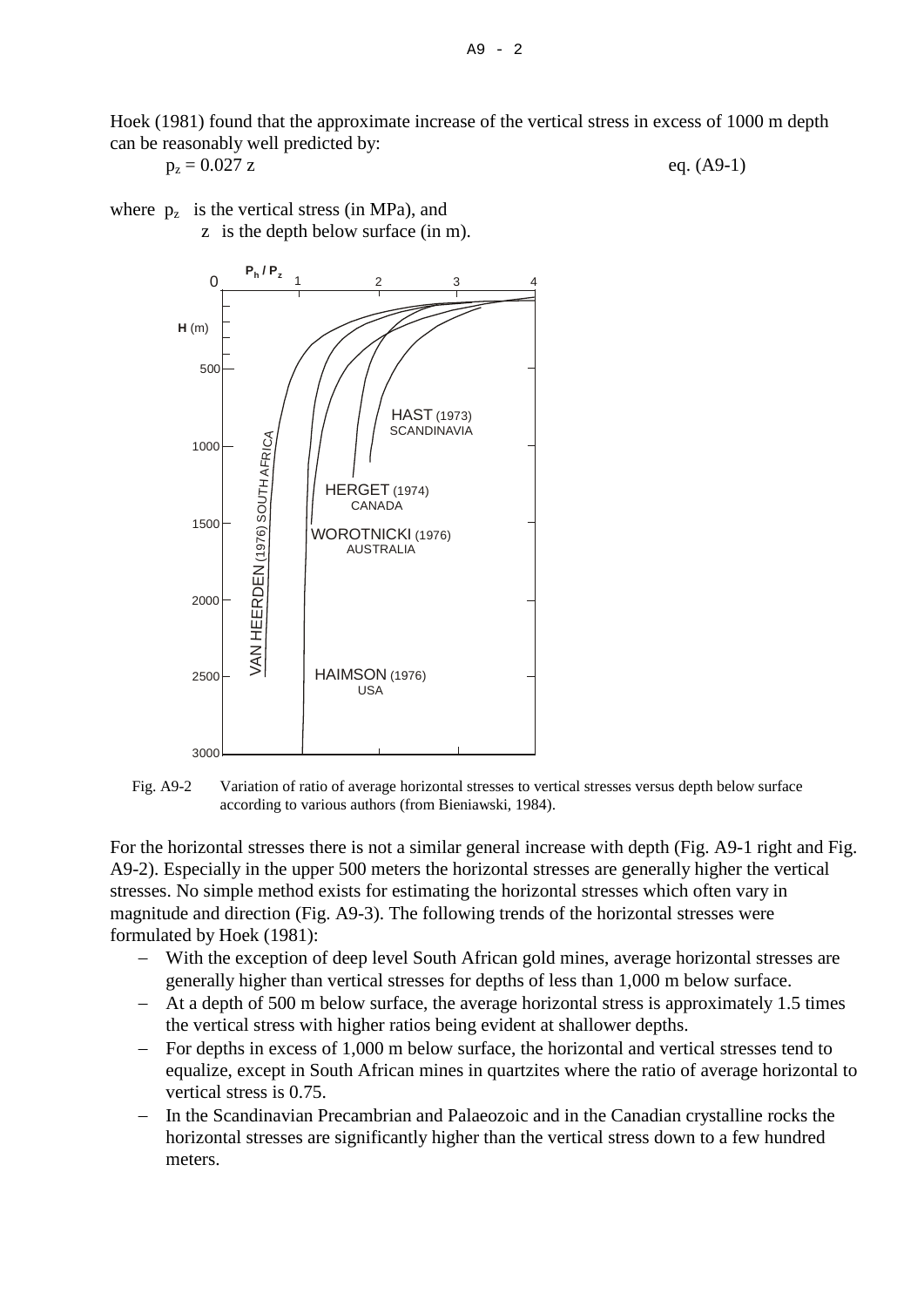Hoek (1981) found that the approximate increase of the vertical stress in excess of 1000 m depth can be reasonably well predicted by:

$$p_z = 0.027\ z \qquad \text{eq. (A9-1)}$$

where $p_z$ is the vertical stress (in MPa), and
$z$ is the depth below surface (in m).

Fig. A9-2 Variation of ratio of average horizontal stresses to vertical stresses versus depth below surface according to various authors (from Bieniawski, 1984).

For the horizontal stresses there is not a similar general increase with depth (Fig. A9-1 right and Fig. A9-2). Especially in the upper 500 meters the horizontal stresses are generally higher the vertical stresses. No simple method exists for estimating the horizontal stresses which often vary in magnitude and direction (Fig. A9-3). The following trends of the horizontal stresses were formulated by Hoek (1981):

- With the exception of deep level South African gold mines, average horizontal stresses are generally higher than vertical stresses for depths of less than 1,000 m below surface.
- At a depth of 500 m below surface, the average horizontal stress is approximately 1.5 times the vertical stress with higher ratios being evident at shallower depths.
- For depths in excess of 1,000 m below surface, the horizontal and vertical stresses tend to equalize, except in South African mines in quartzites where the ratio of average horizontal to vertical stress is 0.75.
- In the Scandinavian Precambrian and Palaeozoic and in the Canadian crystalline rocks the horizontal stresses are significantly higher than the vertical stress down to a few hundred meters.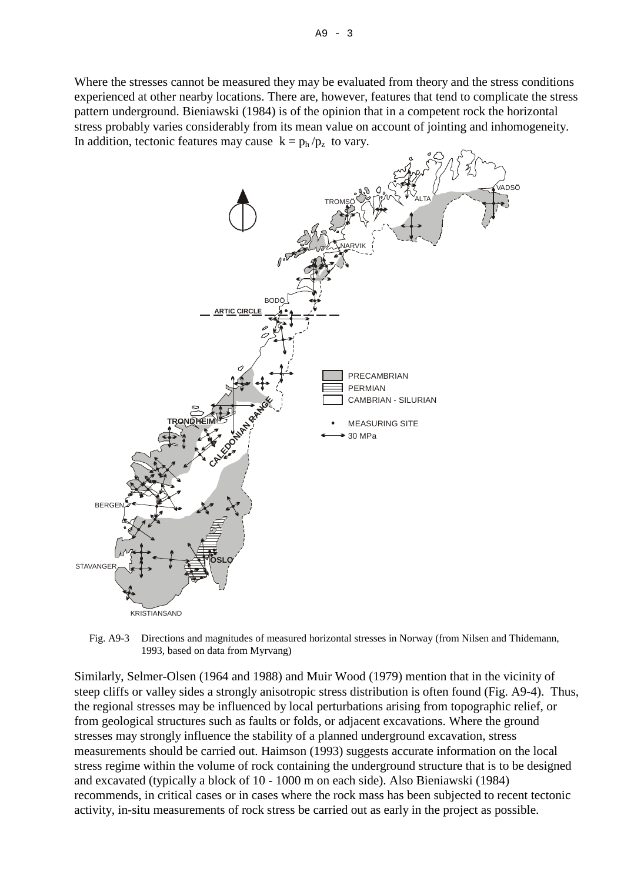Where the stresses cannot be measured they may be evaluated from theory and the stress conditions experienced at other nearby locations. There are, however, features that tend to complicate the stress pattern underground. Bieniawski (1984) is of the opinion that in a competent rock the horizontal stress probably varies considerably from its mean value on account of jointing and inhomogeneity. In addition, tectonic features may cause $k = p_h / p_z$ to vary.

Fig. A9-3 Directions and magnitudes of measured horizontal stresses in Norway (from Nilsen and Thidemann, 1993, based on data from Myrvang)

Similarly, Selmer-Olsen (1964 and 1988) and Muir Wood (1979) mention that in the vicinity of steep cliffs or valley sides a strongly anisotropic stress distribution is often found (Fig. A9-4). Thus, the regional stresses may be influenced by local perturbations arising from topographic relief, or from geological structures such as faults or folds, or adjacent excavations. Where the ground stresses may strongly influence the stability of a planned underground excavation, stress measurements should be carried out. Haimson (1993) suggests accurate information on the local stress regime within the volume of rock containing the underground structure that is to be designed and excavated (typically a block of 10 - 1000 m on each side). Also Bieniawski (1984) recommends, in critical cases or in cases where the rock mass has been subjected to recent tectonic activity, in-situ measurements of rock stress be carried out as early in the project as possible.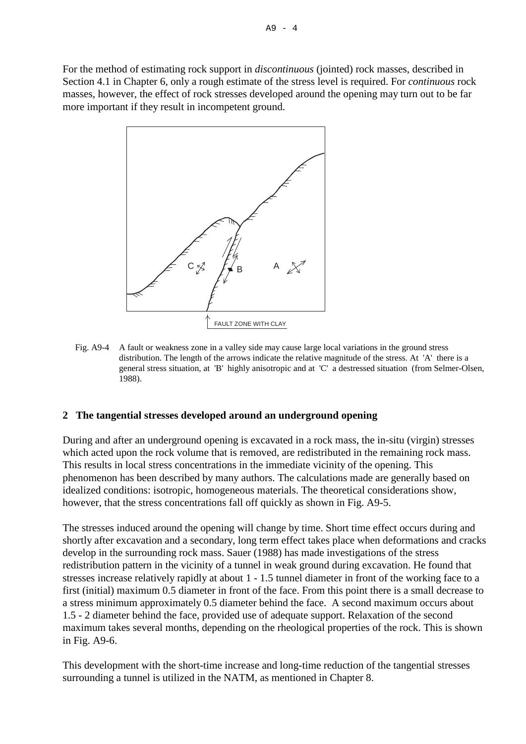For the method of estimating rock support in *discontinuous* (jointed) rock masses, described in Section 4.1 in Chapter 6, only a rough estimate of the stress level is required. For *continuous* rock masses, however, the effect of rock stresses developed around the opening may turn out to be far more important if they result in incompetent ground.

Fig. A9-4 A fault or weakness zone in a valley side may cause large local variations in the ground stress distribution. The length of the arrows indicate the relative magnitude of the stress. At 'A' there is a general stress situation, at 'B' highly anisotropic and at 'C' a destressed situation (from Selmer-Olsen, 1988).

## 2 The tangential stresses developed around an underground opening

During and after an underground opening is excavated in a rock mass, the in-situ (virgin) stresses which acted upon the rock volume that is removed, are redistributed in the remaining rock mass. This results in local stress concentrations in the immediate vicinity of the opening. This phenomenon has been described by many authors. The calculations made are generally based on idealized conditions: isotropic, homogeneous materials. The theoretical considerations show, however, that the stress concentrations fall off quickly as shown in Fig. A9-5.

The stresses induced around the opening will change by time. Short time effect occurs during and shortly after excavation and a secondary, long term effect takes place when deformations and cracks develop in the surrounding rock mass. Sauer (1988) has made investigations of the stress redistribution pattern in the vicinity of a tunnel in weak ground during excavation. He found that stresses increase relatively rapidly at about 1 - 1.5 tunnel diameter in front of the working face to a first (initial) maximum 0.5 diameter in front of the face. From this point there is a small decrease to a stress minimum approximately 0.5 diameter behind the face. A second maximum occurs about 1.5 - 2 diameter behind the face, provided use of adequate support. Relaxation of the second maximum takes several months, depending on the rheological properties of the rock. This is shown in Fig. A9-6.

This development with the short-time increase and long-time reduction of the tangential stresses surrounding a tunnel is utilized in the NATM, as mentioned in Chapter 8.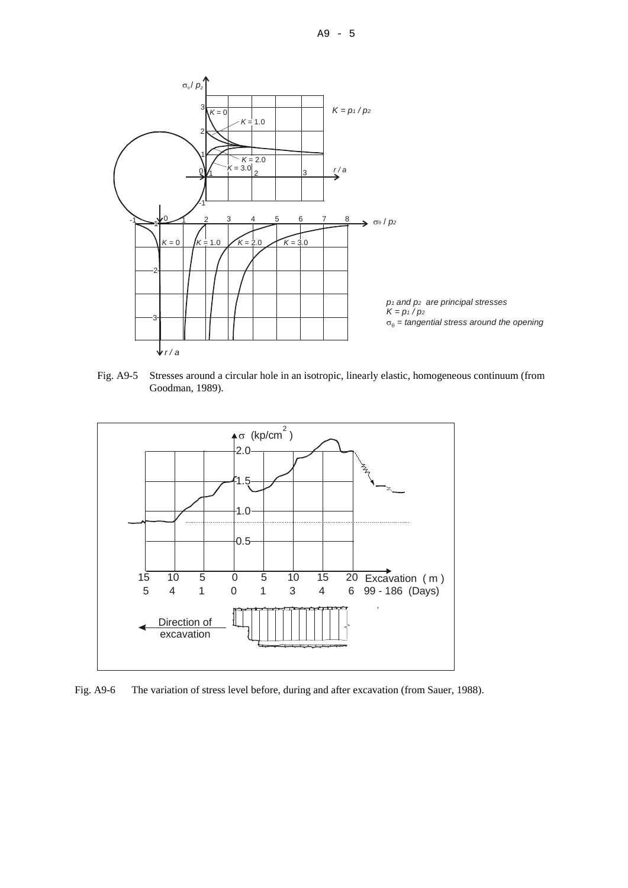Fig. A9-5 Stresses around a circular hole in an isotropic, linearly elastic, homogeneous continuum (from Goodman, 1989).

Fig. A9-6 The variation of stress level before, during and after excavation (from Sauer, 1988).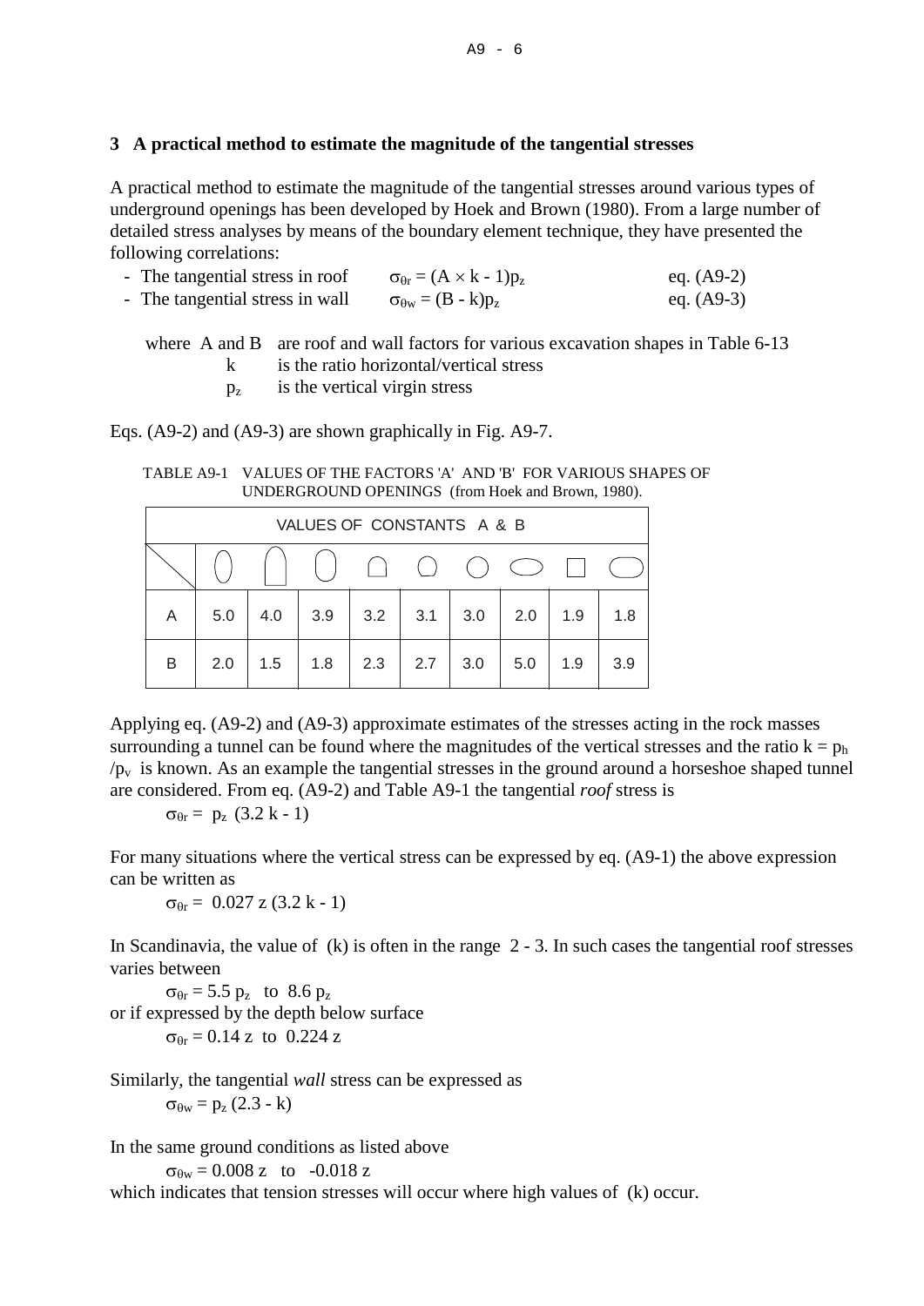## 3 A practical method to estimate the magnitude of the tangential stresses

A practical method to estimate the magnitude of the tangential stresses around various types of underground openings has been developed by Hoek and Brown (1980). From a large number of detailed stress analyses by means of the boundary element technique, they have presented the following correlations:

- The tangential stress in roof $\sigma_{\theta r} = (A \times k - 1)p_z$ eq. (A9-2)
- The tangential stress in wall $\sigma_{\theta w} = (B - k)p_z$ eq. (A9-3)

where A and B are roof and wall factors for various excavation shapes in Table 6-13
k is the ratio horizontal/vertical stress
$p_z$ is the vertical virgin stress

Eqs. (A9-2) and (A9-3) are shown graphically in Fig. A9-7.

TABLE A9-1 VALUES OF THE FACTORS 'A' AND 'B' FOR VARIOUS SHAPES OF UNDERGROUND OPENINGS (from Hoek and Brown, 1980).

| VALUES OF CONSTANTS A & B | | | | | | | | | |
|---|---|---|---|---|---|---|---|---|---|
| | | | | | | | | | |
| A | 5.0 | 4.0 | 3.9 | 3.2 | 3.1 | 3.0 | 2.0 | 1.9 | 1.8 |
| B | 2.0 | 1.5 | 1.8 | 2.3 | 2.7 | 3.0 | 5.0 | 1.9 | 3.9 |

Applying eq. (A9-2) and (A9-3) approximate estimates of the stresses acting in the rock masses surrounding a tunnel can be found where the magnitudes of the vertical stresses and the ratio $k = p_h / p_v$ is known. As an example the tangential stresses in the ground around a horseshoe shaped tunnel are considered. From eq. (A9-2) and Table A9-1 the tangential *roof* stress is

$$\sigma_{\theta r} = p_z \ (3.2 \ k - 1)$$

For many situations where the vertical stress can be expressed by eq. (A9-1) the above expression can be written as

$$\sigma_{\theta r} = 0.027 \ z \ (3.2 \ k - 1)$$

In Scandinavia, the value of (k) is often in the range 2 - 3. In such cases the tangential roof stresses varies between

$$\sigma_{\theta r} = 5.5 \ p_z \quad \text{to} \quad 8.6 \ p_z$$

or if expressed by the depth below surface

$$\sigma_{\theta r} = 0.14 \ z \quad \text{to} \quad 0.224 \ z$$

Similarly, the tangential *wall* stress can be expressed as

$$\sigma_{\theta w} = p_z \ (2.3 - k)$$

In the same ground conditions as listed above

$$\sigma_{\theta w} = 0.008 \ z \quad \text{to} \quad -0.018 \ z$$

which indicates that tension stresses will occur where high values of (k) occur.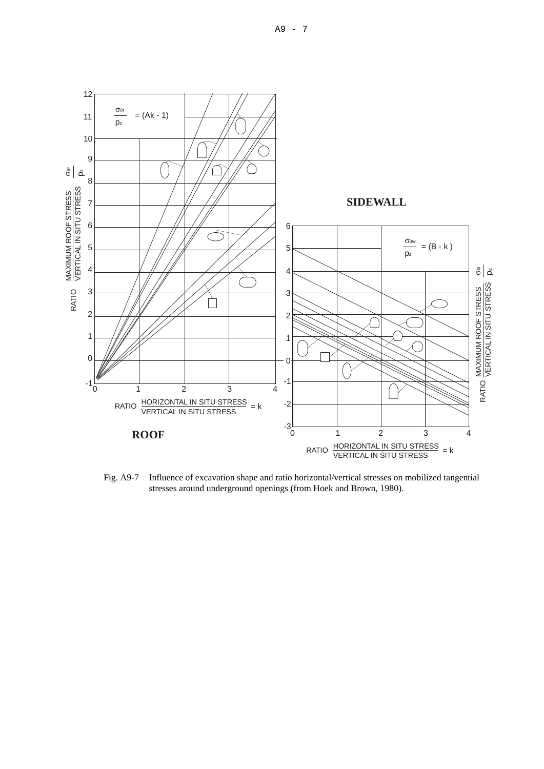ROOF

$\frac{\sigma_{\theta r}}{p_z} = (Ak - 1)$

RATIO $\frac{\text{MAXIMUM ROOF STRESS}}{\text{VERTICAL IN SITU STRESS}}$ $\frac{\sigma_{\theta r}}{p_z}$

12
11
10
9
8
7
6
5
4
3
2
1
0
-1

0 1 2 3 4

RATIO $\frac{\text{HORIZONTAL IN SITU STRESS}}{\text{VERTICAL IN SITU STRESS}} = k$

SIDEWALL

$\frac{\sigma_{\theta w}}{p_z} = (B - k)$

RATIO $\frac{\text{MAXIMUM ROOF STRESS}}{\text{VERTICAL IN SITU STRESS}}$ $\frac{\sigma_{\theta r}}{p_z}$

6
5
4
3
2
1
0
-1
-2
-3

0 1 2 3 4

RATIO $\frac{\text{HORIZONTAL IN SITU STRESS}}{\text{VERTICAL IN SITU STRESS}} = k$

Fig. A9-7 Influence of excavation shape and ratio horizontal/vertical stresses on mobilized tangential stresses around underground openings (from Hoek and Brown, 1980).